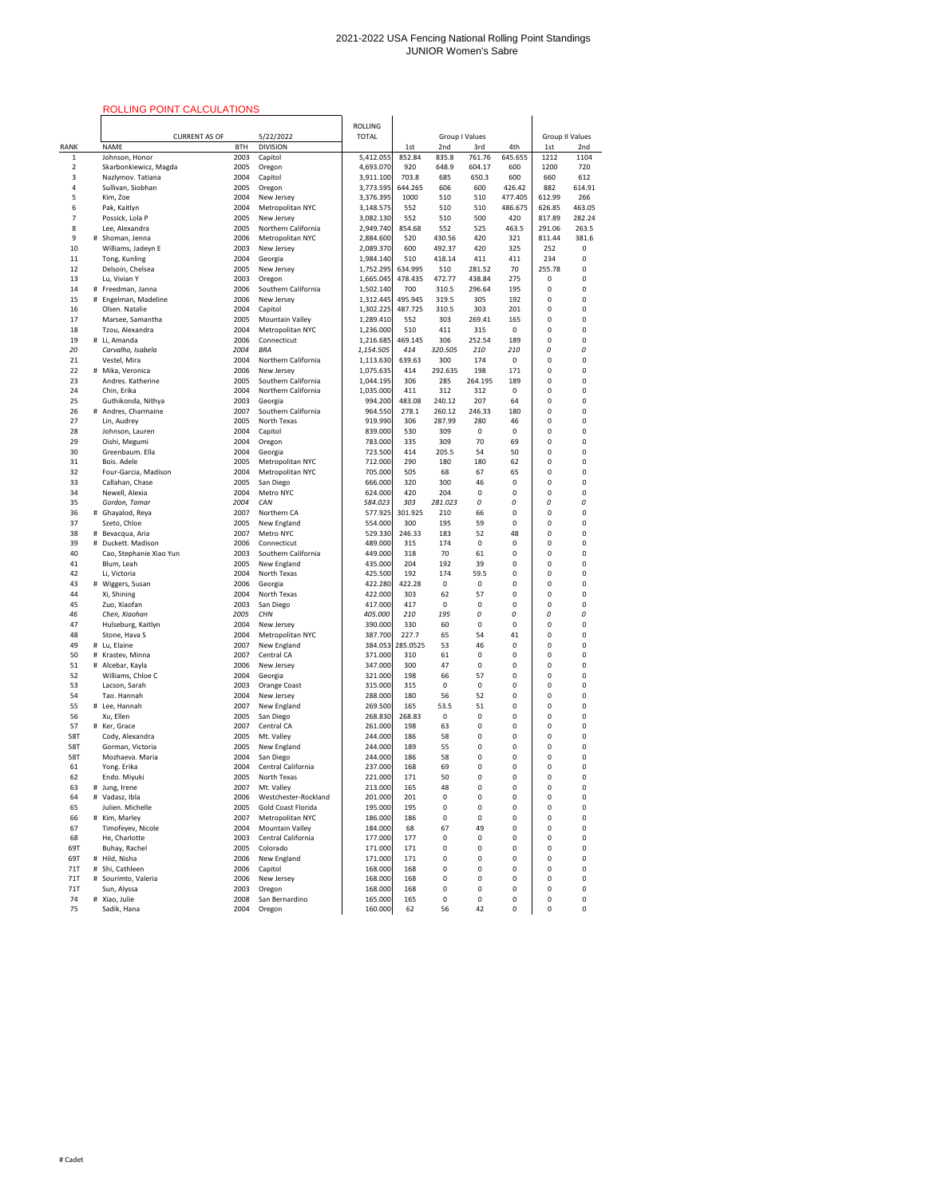# 2021-2022 USA Fencing National Rolling Point Standings
## JUNIOR Women's Sabre

ROLLING POINT CALCULATIONS

| | | CURRENT AS OF | | 5/22/2022 | ROLLING TOTAL | Group I Values | | | | Group II Values | |
|---|---|---|---|---|---|---|---|---|---|---|---|
| RANK | | NAME | BTH | DIVISION | | 1st | 2nd | 3rd | 4th | 1st | 2nd |
| 1 | | Johnson, Honor | 2003 | Capitol | 5,412.055 | 852.84 | 835.8 | 761.76 | 645.655 | 1212 | 1104 |
| 2 | | Skarbonkiewicz, Magda | 2003 | Oregon | 4,693.070 | 920 | 648.9 | 604.17 | 600 | 1200 | 720 |
| 3 | | Nazlymov. Tatiana | 2004 | Capitol | 3,911.100 | 703.8 | 685 | 650.3 | 600 | 660 | 612 |
| 4 | | Sullivan, Siobhan | 2005 | Oregon | 3,773.595 | 644.265 | 606 | 600 | 426.42 | 882 | 614.91 |
| 5 | | Kim, Zoe | 2004 | New Jersey | 3,376.395 | 1000 | 510 | 510 | 477.405 | 612.99 | 266 |
| 6 | | Pak, Kaitlyn | 2004 | Metropolitan NYC | 3,148.575 | 552 | 510 | 510 | 486.675 | 626.85 | 463.05 |
| 7 | | Possick, Lola P | 2005 | New Jersey | 3,082.130 | 552 | 510 | 500 | 420 | 817.89 | 282.24 |
| 8 | | Lee, Alexandra | 2005 | Northern California | 2,949.740 | 854.68 | 552 | 525 | 463.5 | 291.06 | 263.5 |
| 9 | # | Shoman, Jenna | 2006 | Metropolitan NYC | 2,884.600 | 520 | 430.56 | 420 | 321 | 811.44 | 381.6 |
| 10 | | Williams, Jadeyn E | 2003 | New Jersey | 2,089.370 | 600 | 492.37 | 420 | 325 | 252 | 0 |
| 11 | | Tong, Kunling | 2004 | Georgia | 1,984.140 | 510 | 418.14 | 411 | 411 | 234 | 0 |
| 12 | | Delsoin, Chelsea | 2005 | New Jersey | 1,752.295 | 634.995 | 510 | 281.52 | 70 | 255.78 | 0 |
| 13 | | Lu, Vivian Y | 2003 | Oregon | 1,665.045 | 478.435 | 472.77 | 438.84 | 275 | 0 | 0 |
| 14 | # | Freedman, Janna | 2006 | Southern California | 1,502.140 | 700 | 310.5 | 296.64 | 195 | 0 | 0 |
| 15 | # | Engelman, Madeline | 2006 | New Jersey | 1,312.445 | 495.945 | 319.5 | 305 | 192 | 0 | 0 |
| 16 | | Olsen. Natalie | 2004 | Capitol | 1,302.225 | 487.725 | 310.5 | 303 | 201 | 0 | 0 |
| 17 | | Marsee, Samantha | 2005 | Mountain Valley | 1,289.410 | 552 | 303 | 269.41 | 165 | 0 | 0 |
| 18 | | Tzou, Alexandra | 2004 | Metropolitan NYC | 1,236.000 | 510 | 411 | 315 | 0 | 0 | 0 |
| 19 | # | Li, Amanda | 2006 | Connecticut | 1,216.685 | 469.145 | 306 | 252.54 | 189 | 0 | 0 |
| *20* | | *Carvalho, Isabela* | *2004* | *BRA* | *1,154.505* | *414* | *320.505* | *210* | *210* | *0* | *0* |
| 21 | | Vestel, Mira | 2004 | Northern California | 1,113.630 | 639.63 | 300 | 174 | 0 | 0 | 0 |
| 22 | # | Mika, Veronica | 2006 | New Jersey | 1,075.635 | 414 | 292.635 | 198 | 171 | 0 | 0 |
| 23 | | Andres. Katherine | 2005 | Southern California | 1,044.195 | 306 | 285 | 264.195 | 189 | 0 | 0 |
| 24 | | Chin, Erika | 2004 | Northern California | 1,035.000 | 411 | 312 | 312 | 0 | 0 | 0 |
| 25 | | Guthikonda, Nithya | 2003 | Georgia | 994.200 | 483.08 | 240.12 | 207 | 64 | 0 | 0 |
| 26 | # | Andres, Charmaine | 2007 | Southern California | 964.550 | 278.1 | 260.12 | 246.33 | 180 | 0 | 0 |
| 27 | | Lin, Audrey | 2005 | North Texas | 919.990 | 306 | 287.99 | 280 | 46 | 0 | 0 |
| 28 | | Johnson, Lauren | 2004 | Capitol | 839.000 | 530 | 309 | 0 | 0 | 0 | 0 |
| 29 | | Oishi, Megumi | 2004 | Oregon | 783.000 | 335 | 309 | 70 | 69 | 0 | 0 |
| 30 | | Greenbaum. Ella | 2004 | Georgia | 723.500 | 414 | 205.5 | 54 | 50 | 0 | 0 |
| 31 | | Bois. Adele | 2005 | Metropolitan NYC | 712.000 | 290 | 180 | 180 | 62 | 0 | 0 |
| 32 | | Four-Garcia, Madison | 2004 | Metropolitan NYC | 705.000 | 505 | 68 | 67 | 65 | 0 | 0 |
| 33 | | Callahan, Chase | 2005 | San Diego | 666.000 | 320 | 300 | 46 | 0 | 0 | 0 |
| 34 | | Newell, Alexia | 2004 | Metro NYC | 624.000 | 420 | 204 | 0 | 0 | 0 | 0 |
| *35* | | *Gordon, Tamar* | *2004* | *CAN* | *584.023* | *303* | *281.023* | *0* | *0* | *0* | *0* |
| 36 | # | Ghayalod, Reya | 2007 | Northern CA | 577.925 | 301.925 | 210 | 66 | 0 | 0 | 0 |
| 37 | | Szeto, Chloe | 2005 | New England | 554.000 | 300 | 195 | 59 | 0 | 0 | 0 |
| 38 | # | Bevacqua, Aria | 2007 | Metro NYC | 529.330 | 246.33 | 183 | 52 | 48 | 0 | 0 |
| 39 | # | Duckett. Madison | 2006 | Connecticut | 489.000 | 315 | 174 | 0 | 0 | 0 | 0 |
| 40 | | Cao, Stephanie Xiao Yun | 2003 | Southern California | 449.000 | 318 | 70 | 61 | 0 | 0 | 0 |
| 41 | | Blum, Leah | 2005 | New England | 435.000 | 204 | 192 | 39 | 0 | 0 | 0 |
| 42 | | Li, Victoria | 2004 | North Texas | 425.500 | 192 | 174 | 59.5 | 0 | 0 | 0 |
| 43 | # | Wiggers, Susan | 2006 | Georgia | 422.280 | 422.28 | 0 | 0 | 0 | 0 | 0 |
| 44 | | Xi, Shining | 2004 | North Texas | 422.000 | 303 | 62 | 57 | 0 | 0 | 0 |
| 45 | | Zuo, Xiaofan | 2003 | San Diego | 417.000 | 417 | 0 | 0 | 0 | 0 | 0 |
| *46* | | *Chen, Xiaohan* | *2005* | *CHN* | *405.000* | *210* | *195* | *0* | *0* | *0* | *0* |
| 47 | | Hulseburg, Kaitlyn | 2004 | New Jersey | 390.000 | 330 | 60 | 0 | 0 | 0 | 0 |
| 48 | | Stone, Hava S | 2004 | Metropolitan NYC | 387.700 | 227.7 | 65 | 54 | 41 | 0 | 0 |
| 49 | # | Lu, Elaine | 2007 | New England | 384.053 | 285.0525 | 53 | 46 | 0 | 0 | 0 |
| 50 | # | Krastev, Minna | 2007 | Central CA | 371.000 | 310 | 61 | 0 | 0 | 0 | 0 |
| 51 | # | Alcebar, Kayla | 2006 | New Jersey | 347.000 | 300 | 47 | 0 | 0 | 0 | 0 |
| 52 | | Williams, Chloe C | 2004 | Georgia | 321.000 | 198 | 66 | 57 | 0 | 0 | 0 |
| 53 | | Lacson, Sarah | 2003 | Orange Coast | 315.000 | 315 | 0 | 0 | 0 | 0 | 0 |
| 54 | | Tao. Hannah | 2004 | New Jersey | 288.000 | 180 | 56 | 52 | 0 | 0 | 0 |
| 55 | # | Lee, Hannah | 2007 | New England | 269.500 | 165 | 53.5 | 51 | 0 | 0 | 0 |
| 56 | | Xu, Ellen | 2005 | San Diego | 268.830 | 268.83 | 0 | 0 | 0 | 0 | 0 |
| 57 | # | Ker, Grace | 2007 | Central CA | 261.000 | 198 | 63 | 0 | 0 | 0 | 0 |
| 58T | | Cody, Alexandra | 2005 | Mt. Valley | 244.000 | 186 | 58 | 0 | 0 | 0 | 0 |
| 58T | | Gorman, Victoria | 2005 | New England | 244.000 | 189 | 55 | 0 | 0 | 0 | 0 |
| 58T | | Mozhaeva. Maria | 2004 | San Diego | 244.000 | 186 | 58 | 0 | 0 | 0 | 0 |
| 61 | | Yong. Erika | 2004 | Central California | 237.000 | 168 | 69 | 0 | 0 | 0 | 0 |
| 62 | | Endo. Miyuki | 2005 | North Texas | 221.000 | 171 | 50 | 0 | 0 | 0 | 0 |
| 63 | # | Jung, Irene | 2007 | Mt. Valley | 213.000 | 165 | 48 | 0 | 0 | 0 | 0 |
| 64 | # | Vadasz, Ibla | 2006 | Westchester-Rockland | 201.000 | 201 | 0 | 0 | 0 | 0 | 0 |
| 65 | | Julien. Michelle | 2005 | Gold Coast Florida | 195.000 | 195 | 0 | 0 | 0 | 0 | 0 |
| 66 | # | Kim, Marley | 2007 | Metropolitan NYC | 186.000 | 186 | 0 | 0 | 0 | 0 | 0 |
| 67 | | Timofeyev, Nicole | 2004 | Mountain Valley | 184.000 | 68 | 67 | 49 | 0 | 0 | 0 |
| 68 | | He, Charlotte | 2003 | Central California | 177.000 | 177 | 0 | 0 | 0 | 0 | 0 |
| 69T | | Buhay, Rachel | 2005 | Colorado | 171.000 | 171 | 0 | 0 | 0 | 0 | 0 |
| 69T | # | Hild, Nisha | 2006 | New England | 171.000 | 171 | 0 | 0 | 0 | 0 | 0 |
| 71T | # | Shi, Cathleen | 2006 | Capitol | 168.000 | 168 | 0 | 0 | 0 | 0 | 0 |
| 71T | # | Sourimto, Valeria | 2006 | New Jersey | 168.000 | 168 | 0 | 0 | 0 | 0 | 0 |
| 71T | | Sun, Alyssa | 2003 | Oregon | 168.000 | 168 | 0 | 0 | 0 | 0 | 0 |
| 74 | # | Xiao, Julie | 2008 | San Bernardino | 165.000 | 165 | 0 | 0 | 0 | 0 | 0 |
| 75 | | Sadik, Hana | 2004 | Oregon | 160.000 | 62 | 56 | 42 | 0 | 0 | 0 |

# Cadet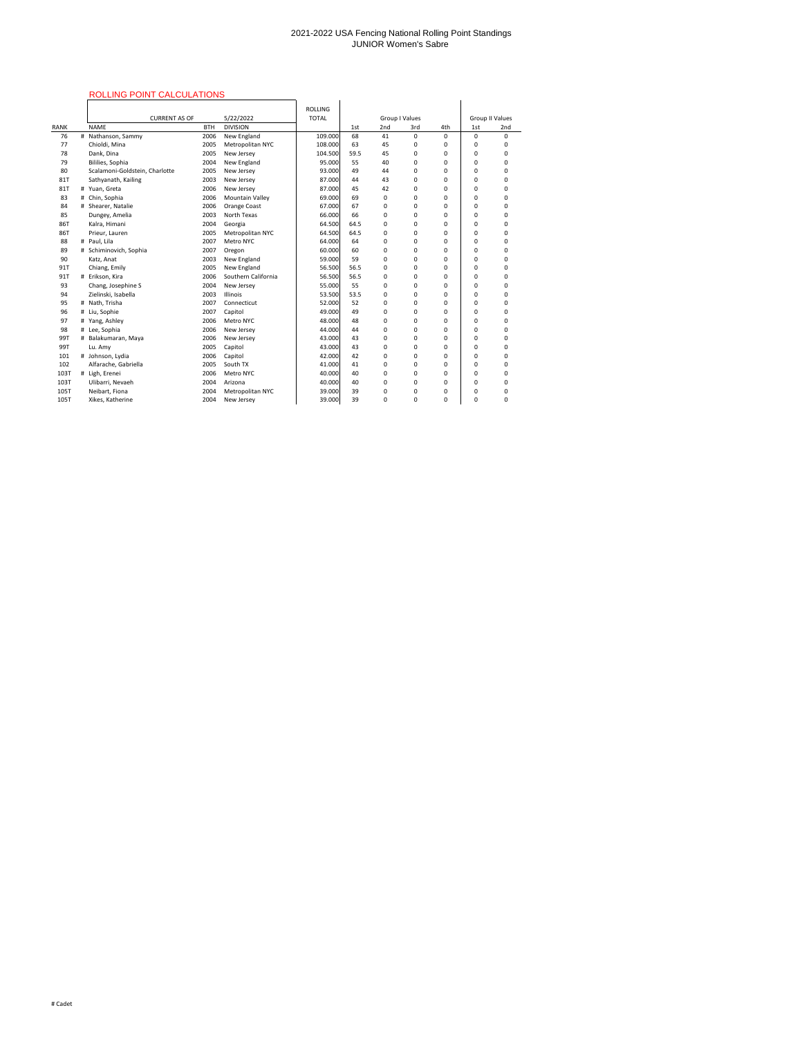2021-2022 USA Fencing National Rolling Point Standings
JUNIOR Women's Sabre

ROLLING POINT CALCULATIONS

| | | CURRENT AS OF | | 5/22/2022 | ROLLING TOTAL | | Group I Values | | | Group II Values | |
|---|---|---|---|---|---|---|---|---|---|---|---|
| RANK | | NAME | BTH | DIVISION | | 1st | 2nd | 3rd | 4th | 1st | 2nd |
| 76 | # | Nathanson, Sammy | 2006 | New England | 109.000 | 68 | 41 | 0 | 0 | 0 | 0 |
| 77 | | Chioldi, Mina | 2005 | Metropolitan NYC | 108.000 | 63 | 45 | 0 | 0 | 0 | 0 |
| 78 | | Dank, Dina | 2005 | New Jersey | 104.500 | 59.5 | 45 | 0 | 0 | 0 | 0 |
| 79 | | Bililies, Sophia | 2004 | New England | 95.000 | 55 | 40 | 0 | 0 | 0 | 0 |
| 80 | | Scalamoni-Goldstein, Charlotte | 2005 | New Jersey | 93.000 | 49 | 44 | 0 | 0 | 0 | 0 |
| 81T | | Sathyanath, Kailing | 2003 | New Jersey | 87.000 | 44 | 43 | 0 | 0 | 0 | 0 |
| 81T | # | Yuan, Greta | 2006 | New Jersey | 87.000 | 45 | 42 | 0 | 0 | 0 | 0 |
| 83 | # | Chin, Sophia | 2006 | Mountain Valley | 69.000 | 69 | 0 | 0 | 0 | 0 | 0 |
| 84 | # | Shearer, Natalie | 2006 | Orange Coast | 67.000 | 67 | 0 | 0 | 0 | 0 | 0 |
| 85 | | Dungey, Amelia | 2003 | North Texas | 66.000 | 66 | 0 | 0 | 0 | 0 | 0 |
| 86T | | Kalra, Himani | 2004 | Georgia | 64.500 | 64.5 | 0 | 0 | 0 | 0 | 0 |
| 86T | | Prieur, Lauren | 2005 | Metropolitan NYC | 64.500 | 64.5 | 0 | 0 | 0 | 0 | 0 |
| 88 | # | Paul, Lila | 2007 | Metro NYC | 64.000 | 64 | 0 | 0 | 0 | 0 | 0 |
| 89 | # | Schiminovich, Sophia | 2007 | Oregon | 60.000 | 60 | 0 | 0 | 0 | 0 | 0 |
| 90 | | Katz, Anat | 2003 | New England | 59.000 | 59 | 0 | 0 | 0 | 0 | 0 |
| 91T | | Chiang, Emily | 2005 | New England | 56.500 | 56.5 | 0 | 0 | 0 | 0 | 0 |
| 91T | # | Erikson, Kira | 2006 | Southern California | 56.500 | 56.5 | 0 | 0 | 0 | 0 | 0 |
| 93 | | Chang, Josephine S | 2004 | New Jersey | 55.000 | 55 | 0 | 0 | 0 | 0 | 0 |
| 94 | | Zielinski, Isabella | 2003 | Illinois | 53.500 | 53.5 | 0 | 0 | 0 | 0 | 0 |
| 95 | # | Nath, Trisha | 2007 | Connecticut | 52.000 | 52 | 0 | 0 | 0 | 0 | 0 |
| 96 | # | Liu, Sophie | 2007 | Capitol | 49.000 | 49 | 0 | 0 | 0 | 0 | 0 |
| 97 | # | Yang, Ashley | 2006 | Metro NYC | 48.000 | 48 | 0 | 0 | 0 | 0 | 0 |
| 98 | # | Lee, Sophia | 2006 | New Jersey | 44.000 | 44 | 0 | 0 | 0 | 0 | 0 |
| 99T | # | Balakumaran, Maya | 2006 | New Jersey | 43.000 | 43 | 0 | 0 | 0 | 0 | 0 |
| 99T | | Lu, Amy | 2005 | Capitol | 43.000 | 43 | 0 | 0 | 0 | 0 | 0 |
| 101 | # | Johnson, Lydia | 2006 | Capitol | 42.000 | 42 | 0 | 0 | 0 | 0 | 0 |
| 102 | | Alfarache, Gabriella | 2005 | South TX | 41.000 | 41 | 0 | 0 | 0 | 0 | 0 |
| 103T | # | Ligh, Erenei | 2006 | Metro NYC | 40.000 | 40 | 0 | 0 | 0 | 0 | 0 |
| 103T | | Ulibarri, Nevaeh | 2004 | Arizona | 40.000 | 40 | 0 | 0 | 0 | 0 | 0 |
| 105T | | Neibart, Fiona | 2004 | Metropolitan NYC | 39.000 | 39 | 0 | 0 | 0 | 0 | 0 |
| 105T | | Xikes, Katherine | 2004 | New Jersey | 39.000 | 39 | 0 | 0 | 0 | 0 | 0 |

# Cadet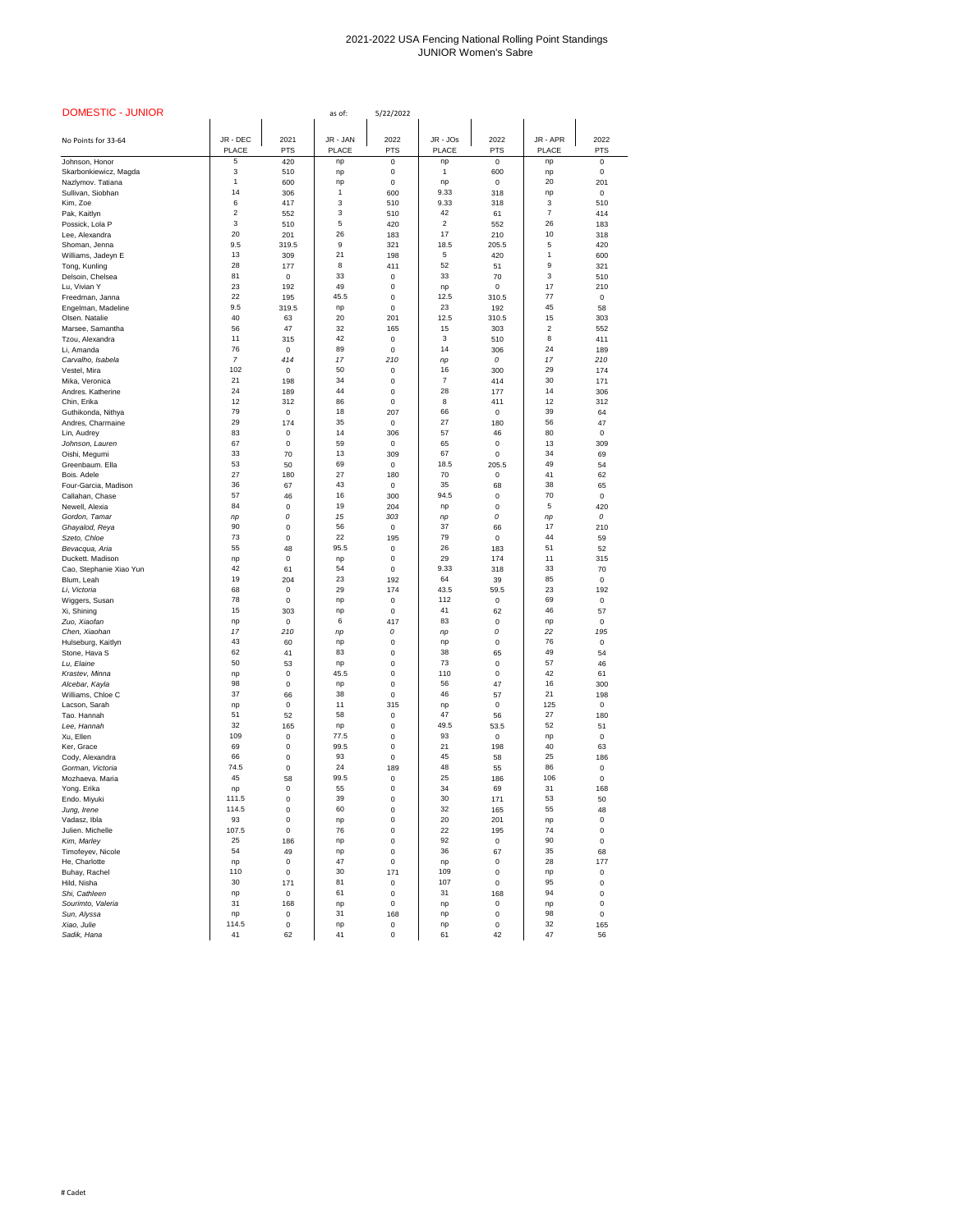# 2021-2022 USA Fencing National Rolling Point Standings
## JUNIOR Women's Sabre

**DOMESTIC - JUNIOR** as of: 5/22/2022

| No Points for 33-64 | JR - DEC PLACE | 2021 PTS | JR - JAN PLACE | 2022 PTS | JR - JOs PLACE | 2022 PTS | JR - APR PLACE | 2022 PTS |
|---|---|---|---|---|---|---|---|---|
| Johnson, Honor | 5 | 420 | np | 0 | np | 0 | np | 0 |
| Skarbonkiewicz, Magda | 3 | 510 | np | 0 | 1 | 600 | np | 0 |
| Nazlymov, Tatiana | 1 | 600 | np | 0 | np | 0 | 20 | 201 |
| Sullivan, Siobhan | 14 | 306 | 1 | 600 | 9.33 | 318 | np | 0 |
| Kim, Zoe | 6 | 417 | 3 | 510 | 9.33 | 318 | 3 | 510 |
| Pak, Kaitlyn | 2 | 552 | 3 | 510 | 42 | 61 | 7 | 414 |
| Possick, Lola P | 3 | 510 | 5 | 420 | 2 | 552 | 26 | 183 |
| Lee, Alexandra | 20 | 201 | 26 | 183 | 17 | 210 | 10 | 318 |
| Shoman, Jenna | 9.5 | 319.5 | 9 | 321 | 18.5 | 205.5 | 5 | 420 |
| Williams, Jadeyn E | 13 | 309 | 21 | 198 | 5 | 420 | 1 | 600 |
| Tong, Kunling | 28 | 177 | 8 | 411 | 52 | 51 | 9 | 321 |
| Delsoin, Chelsea | 81 | 0 | 33 | 0 | 33 | 70 | 3 | 510 |
| Lu, Vivian Y | 23 | 192 | 49 | 0 | np | 0 | 17 | 210 |
| Freedman, Janna | 22 | 195 | 45.5 | 0 | 12.5 | 310.5 | 77 | 0 |
| Engelman, Madeline | 9.5 | 319.5 | np | 0 | 23 | 192 | 45 | 58 |
| Olsen. Natalie | 40 | 63 | 20 | 201 | 12.5 | 310.5 | 15 | 303 |
| Marsee, Samantha | 56 | 47 | 32 | 165 | 15 | 303 | 2 | 552 |
| Tzou, Alexandra | 11 | 315 | 42 | 0 | 3 | 510 | 8 | 411 |
| Li, Amanda | 76 | 0 | 89 | 0 | 14 | 306 | 24 | 189 |
| *Carvalho, Isabela* | *7* | *414* | *17* | *210* | *np* | *0* | *17* | *210* |
| Vestel, Mira | 102 | 0 | 50 | 0 | 16 | 300 | 29 | 174 |
| Mika, Veronica | 21 | 198 | 34 | 0 | 7 | 414 | 30 | 171 |
| Andres. Katherine | 24 | 189 | 44 | 0 | 28 | 177 | 14 | 306 |
| Chin, Erika | 12 | 312 | 86 | 0 | 8 | 411 | 12 | 312 |
| Guthikonda, Nithya | 79 | 0 | 18 | 207 | 66 | 0 | 39 | 64 |
| Andres, Charmaine | 29 | 174 | 35 | 0 | 27 | 180 | 56 | 47 |
| Lin, Audrey | 83 | 0 | 14 | 306 | 57 | 46 | 80 | 0 |
| *Johnson, Lauren* | 67 | 0 | 59 | 0 | 65 | 0 | 13 | 309 |
| Oishi, Megumi | 33 | 70 | 13 | 309 | 67 | 0 | 34 | 69 |
| Greenbaum. Ella | 53 | 50 | 69 | 0 | 18.5 | 205.5 | 49 | 54 |
| Bois. Adele | 27 | 180 | 27 | 180 | 70 | 0 | 41 | 62 |
| Four-Garcia, Madison | 36 | 67 | 43 | 0 | 35 | 68 | 38 | 65 |
| Callahan, Chase | 57 | 46 | 16 | 300 | 94.5 | 0 | 70 | 0 |
| Newell, Alexia | 84 | 0 | 19 | 204 | np | 0 | 5 | 420 |
| *Gordon, Tamar* | *np* | *0* | *15* | *303* | *np* | *0* | *np* | *0* |
| Ghayalod, Reya | 90 | 0 | 56 | 0 | 37 | 66 | 17 | 210 |
| *Szeto, Chloe* | 73 | 0 | 22 | 195 | 79 | 0 | 44 | 59 |
| *Bevacqua, Aria* | 55 | 48 | 95.5 | 0 | 26 | 183 | 51 | 52 |
| Duckett. Madison | np | 0 | np | 0 | 29 | 174 | 11 | 315 |
| Cao, Stephanie Xiao Yun | 42 | 61 | 54 | 0 | 9.33 | 318 | 33 | 70 |
| Blum, Leah | 19 | 204 | 23 | 192 | 64 | 39 | 85 | 0 |
| *Li, Victoria* | 68 | 0 | 29 | 174 | 43.5 | 59.5 | 23 | 192 |
| Wiggers, Susan | 78 | 0 | np | 0 | 112 | 0 | 69 | 0 |
| Xi, Shining | 15 | 303 | np | 0 | 41 | 62 | 46 | 57 |
| *Zuo, Xiaofan* | np | 0 | 6 | 417 | 83 | 0 | np | 0 |
| *Chen, Xiaohan* | *17* | *210* | *np* | *0* | *np* | *0* | *22* | *195* |
| Hulseburg, Kaitlyn | 43 | 60 | np | 0 | np | 0 | 76 | 0 |
| Stone, Hava S | 62 | 41 | 83 | 0 | 38 | 65 | 49 | 54 |
| *Lu, Elaine* | 50 | 53 | np | 0 | 73 | 0 | 57 | 46 |
| *Krastev, Minna* | np | 0 | 45.5 | 0 | 110 | 0 | 42 | 61 |
| *Alcebar, Kayla* | 98 | 0 | np | 0 | 56 | 47 | 16 | 300 |
| Williams, Chloe C | 37 | 66 | 38 | 0 | 46 | 57 | 21 | 198 |
| Lacson, Sarah | np | 0 | 11 | 315 | np | 0 | 125 | 0 |
| Tao. Hannah | 51 | 52 | 58 | 0 | 47 | 56 | 27 | 180 |
| *Lee, Hannah* | 32 | 165 | np | 0 | 49.5 | 53.5 | 52 | 51 |
| Xu, Ellen | 109 | 0 | 77.5 | 0 | 93 | 0 | np | 0 |
| Ker, Grace | 69 | 0 | 99.5 | 0 | 21 | 198 | 40 | 63 |
| Cody, Alexandra | 66 | 0 | 93 | 0 | 45 | 58 | 25 | 186 |
| *Gorman, Victoria* | 74.5 | 0 | 24 | 189 | 48 | 55 | 86 | 0 |
| Mozhaeva. Maria | 45 | 58 | 99.5 | 0 | 25 | 186 | 106 | 0 |
| Yong. Erika | np | 0 | 55 | 0 | 34 | 69 | 31 | 168 |
| Endo. Miyuki | 111.5 | 0 | 39 | 0 | 30 | 171 | 53 | 50 |
| *Jung, Irene* | 114.5 | 0 | 60 | 0 | 32 | 165 | 55 | 48 |
| Vadasz, Ibla | 93 | 0 | np | 0 | 20 | 201 | np | 0 |
| Julien. Michelle | 107.5 | 0 | 76 | 0 | 22 | 195 | 74 | 0 |
| *Kim, Marley* | 25 | 186 | np | 0 | 92 | 0 | 90 | 0 |
| Timofeyev, Nicole | 54 | 49 | np | 0 | 36 | 67 | 35 | 68 |
| He, Charlotte | np | 0 | 47 | 0 | np | 0 | 28 | 177 |
| Buhay, Rachel | 110 | 0 | 30 | 171 | 109 | 0 | np | 0 |
| Hild, Nisha | 30 | 171 | 81 | 0 | 107 | 0 | 95 | 0 |
| *Shi, Cathleen* | np | 0 | 61 | 0 | 31 | 168 | 94 | 0 |
| *Sourimto, Valeria* | 31 | 168 | np | 0 | np | 0 | np | 0 |
| *Sun, Alyssa* | np | 0 | 31 | 168 | np | 0 | 98 | 0 |
| *Xiao, Julie* | 114.5 | 0 | np | 0 | np | 0 | 32 | 165 |
| *Sadik, Hana* | 41 | 62 | 41 | 0 | 61 | 42 | 47 | 56 |

# Cadet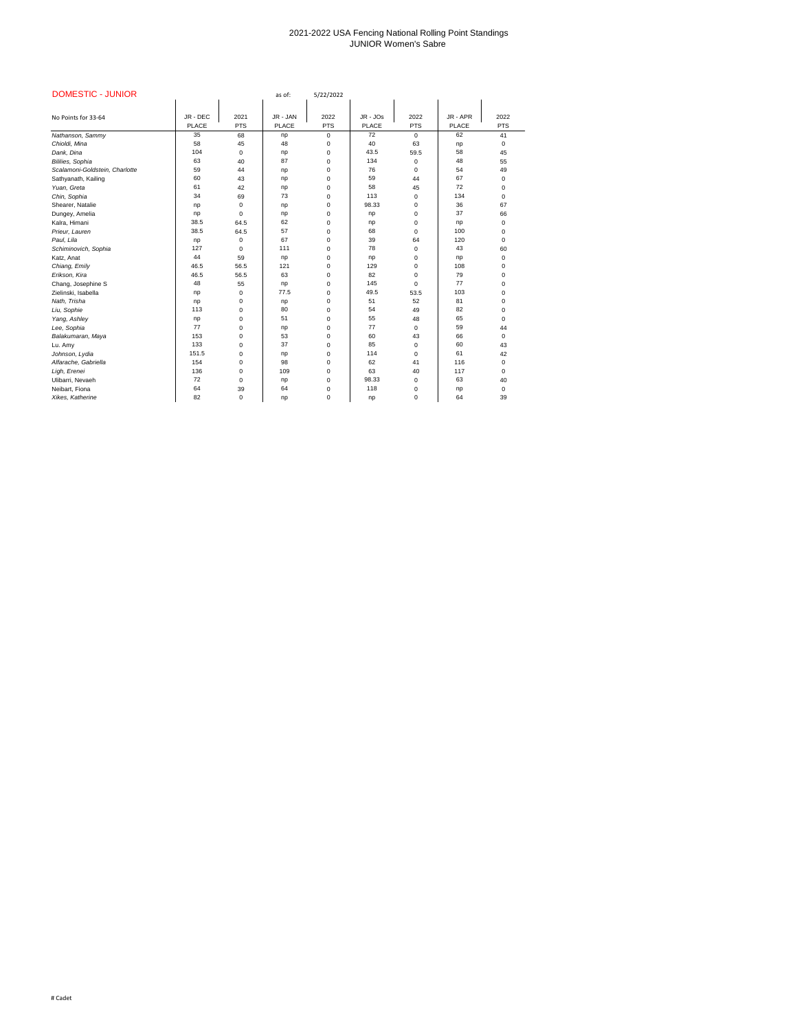2021-2022 USA Fencing National Rolling Point Standings
JUNIOR Women's Sabre

DOMESTIC - JUNIOR — as of: 5/22/2022

| No Points for 33-64 | JR - DEC PLACE | 2021 PTS | JR - JAN PLACE | 2022 PTS | JR - JOs PLACE | 2022 PTS | JR - APR PLACE | 2022 PTS |
|---|---|---|---|---|---|---|---|---|
| Nathanson, Sammy | 35 | 68 | np | 0 | 72 | 0 | 62 | 41 |
| Chioldi, Mina | 58 | 45 | 48 | 0 | 40 | 63 | np | 0 |
| Dank, Dina | 104 | 0 | np | 0 | 43.5 | 59.5 | 58 | 45 |
| Billies, Sophia | 63 | 40 | 87 | 0 | 134 | 0 | 48 | 55 |
| Scalamoni-Goldstein, Charlotte | 59 | 44 | np | 0 | 76 | 0 | 54 | 49 |
| Sathyanath, Kailing | 60 | 43 | np | 0 | 59 | 44 | 67 | 0 |
| Yuan, Greta | 61 | 42 | np | 0 | 58 | 45 | 72 | 0 |
| Chin, Sophia | 34 | 69 | 73 | 0 | 113 | 0 | 134 | 0 |
| Shearer, Natalie | np | 0 | np | 0 | 98.33 | 0 | 36 | 67 |
| Dungey, Amelia | np | 0 | np | 0 | np | 0 | 37 | 66 |
| Kalra, Himani | 38.5 | 64.5 | 62 | 0 | np | 0 | np | 0 |
| Prieur, Lauren | 38.5 | 64.5 | 57 | 0 | 68 | 0 | 100 | 0 |
| Paul, Lila | np | 0 | 67 | 0 | 39 | 64 | 120 | 0 |
| Schiminovich, Sophia | 127 | 0 | 111 | 0 | 78 | 0 | 43 | 60 |
| Katz, Anat | 44 | 59 | np | 0 | np | 0 | np | 0 |
| Chiang, Emily | 46.5 | 56.5 | 121 | 0 | 129 | 0 | 108 | 0 |
| Erikson, Kira | 46.5 | 56.5 | 63 | 0 | 82 | 0 | 79 | 0 |
| Chang, Josephine S | 48 | 55 | np | 0 | 145 | 0 | 77 | 0 |
| Zielinski, Isabella | np | 0 | 77.5 | 0 | 49.5 | 53.5 | 103 | 0 |
| Nath, Trisha | np | 0 | np | 0 | 51 | 52 | 81 | 0 |
| Liu, Sophie | 113 | 0 | 80 | 0 | 54 | 49 | 82 | 0 |
| Yang, Ashley | np | 0 | 51 | 0 | 55 | 48 | 65 | 0 |
| Lee, Sophia | 77 | 0 | np | 0 | 77 | 0 | 59 | 44 |
| Balakumaran, Maya | 153 | 0 | 53 | 0 | 60 | 43 | 66 | 0 |
| Lu, Amy | 133 | 0 | 37 | 0 | 85 | 0 | 60 | 43 |
| Johnson, Lydia | 151.5 | 0 | np | 0 | 114 | 0 | 61 | 42 |
| Alfarache, Gabriella | 154 | 0 | 98 | 0 | 62 | 41 | 116 | 0 |
| Ligh, Erenei | 136 | 0 | 109 | 0 | 63 | 40 | 117 | 0 |
| Ulibarri, Nevaeh | 72 | 0 | np | 0 | 98.33 | 0 | 63 | 40 |
| Neibart, Fiona | 64 | 39 | 64 | 0 | 118 | 0 | np | 0 |
| Xikes, Katherine | 82 | 0 | np | 0 | np | 0 | 64 | 39 |

# Cadet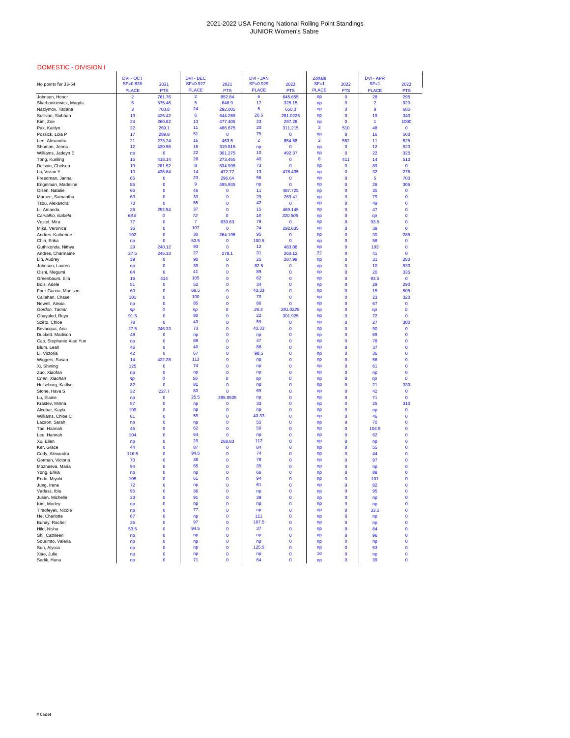2021-2022 USA Fencing National Rolling Point Standings
JUNIOR Women's Sabre

DOMESTIC - DIVISION I

| No points for 33-64 | DVI - OCT SF=0.828 PLACE | 2021 PTS | DVI - DEC SF=0.927 PLACE | 2021 PTS | DVI - JAN SF=0.929 PLACE | 2022 PTS | Zonals SF=1 PLACE | 2022 PTS | DVI - APR SF=1 PLACE | 2022 PTS |
|---|---|---|---|---|---|---|---|---|---|---|
| Johnson, Honor | 2 | 761.76 | 2 | 852.84 | 6 | 645.655 | np | 0 | 28 | 295 |
| Skarbonkiewicz, Magda | 6 | 575.46 | 5 | 648.9 | 17 | 325.15 | np | 0 | 2 | 920 |
| Nazlymov, Tatiana | 3 | 703.8 | 24 | 292.005 | 5 | 650.3 | np | 0 | 8 | 685 |
| Sullivan, Siobhan | 13 | 426.42 | 6 | 644.265 | 26.5 | 281.0225 | np | 0 | 19 | 340 |
| Kim, Zoe | 24 | 260.82 | 13 | 477.405 | 23 | 297.28 | np | 0 | 1 | 1000 |
| Pak, Kaitlyn | 22 | 269.1 | 11 | 486.675 | 20 | 311.215 | 3 | 510 | 48 | 0 |
| Possick, Lola P | 17 | 289.8 | 51 | 0 | 75 | 0 | np | 0 | 16 | 500 |
| Lee, Alexandra | 21 | 273.24 | 16 | 463.5 | 2 | 854.68 | 2 | 552 | 11 | 525 |
| Shoman, Jenna | 12 | 430.56 | 18 | 319.815 | np | 0 | np | 0 | 12 | 520 |
| Williams, Jadeyn E | np | 0 | 22 | 301.275 | 10 | 492.37 | np | 0 | 22 | 325 |
| Tong, Kunling | 15 | 418.14 | 28 | 273.465 | 40 | 0 | 8 | 411 | 14 | 510 |
| Delsoin, Chelsea | 19 | 281.52 | 8 | 634.995 | 73 | 0 | np | 0 | 89 | 0 |
| Lu, Vivian Y | 10 | 438.84 | 14 | 472.77 | 13 | 478.435 | np | 0 | 32 | 275 |
| Freedman, Janna | 65 | 0 | 23 | 296.64 | 56 | 0 | np | 0 | 5 | 700 |
| Engelman, Madeline | 85 | 0 | 9 | 495.945 | np | 0 | np | 0 | 26 | 305 |
| Olsen. Natalie | 66 | 0 | 46 | 0 | 11 | 487.725 | np | 0 | 35 | 0 |
| Marsee, Samantha | 63 | 0 | 33 | 0 | 29 | 269.41 | np | 0 | 79 | 0 |
| Tzou, Alexandra | 73 | 0 | 55 | 0 | 42 | 0 | np | 0 | 49 | 0 |
| Li, Amanda | 26 | 252.54 | 37 | 0 | 15 | 469.145 | np | 0 | 47 | 0 |
| *Carvalho, Isabela* | *68.5* | *0* | *72* | *0* | *18* | *320.505* | np | 0 | *np* | *0* |
| Vestel, Mira | 77 | 0 | 7 | 639.63 | 79 | 0 | np | 0 | 93.5 | 0 |
| Mika, Veronica | 36 | 0 | 107 | 0 | 24 | 292.635 | np | 0 | 38 | 0 |
| Andres. Katherine | 102 | 0 | 30 | 264.195 | 95 | 0 | np | 0 | 30 | 285 |
| Chin, Erika | np | 0 | 53.5 | 0 | 100.5 | 0 | np | 0 | 58 | 0 |
| Guthikonda, Nithya | 29 | 240.12 | 93 | 0 | 12 | 483.08 | np | 0 | 103 | 0 |
| Andres, Charmaine | 27.5 | 246.33 | 27 | 278.1 | 31 | 260.12 | 22 | 0 | 41 | 0 |
| Lin, Audrey | 39 | 0 | 90 | 0 | 25 | 287.99 | np | 0 | 31 | 280 |
| Johnson, Lauren | np | 0 | 39 | 0 | 82.5 | 0 | np | 0 | 10 | 530 |
| Oishi, Megumi | 64 | 0 | 41 | 0 | 89 | 0 | np | 0 | 20 | 335 |
| Greenbaum. Ella | 16 | 414 | 105 | 0 | 62 | 0 | np | 0 | 93.5 | 0 |
| Bois. Adele | 51 | 0 | 52 | 0 | 34 | 0 | np | 0 | 29 | 290 |
| Four-Garcia, Madison | 60 | 0 | 68.5 | 0 | 43.33 | 0 | np | 0 | 15 | 505 |
| Callahan, Chase | 101 | 0 | 100 | 0 | 70 | 0 | np | 0 | 23 | 320 |
| Newell, Alexia | np | 0 | 85 | 0 | 86 | 0 | np | 0 | 67 | 0 |
| *Gordon, Tamar* | *np* | *0* | *np* | 0 | *26.5* | *281.0225* | np | 0 | *np* | 0 |
| Ghayalod, Reya | 91.5 | 0 | 80 | 0 | 22 | 301.925 | np | 0 | 72 | 0 |
| Szeto, Chloe | 78 | 0 | 43 | 0 | 59 | 0 | np | 0 | 27 | 300 |
| Bevacqua, Aria | 27.5 | 246.33 | 73 | 0 | 43.33 | 0 | np | 0 | 90 | 0 |
| Duckett. Madison | 48 | 0 | np | 0 | np | 0 | np | 0 | 69 | 0 |
| Cao, Stephanie Xiao Yun | np | 0 | 89 | 0 | 47 | 0 | np | 0 | 78 | 0 |
| Blum, Leah | 46 | 0 | 40 | 0 | 88 | 0 | np | 0 | 37 | 0 |
| Li, Victoria | 42 | 0 | 67 | 0 | 98.5 | 0 | np | 0 | 36 | 0 |
| Wiggers, Susan | 14 | 422.28 | 113 | 0 | np | 0 | np | 0 | 56 | 0 |
| Xi, Shining | 125 | 0 | 74 | 0 | np | 0 | np | 0 | 61 | 0 |
| Zuo, Xiaofan | np | 0 | np | 0 | np | 0 | np | 0 | np | 0 |
| *Chen, Xiaohan* | *np* | *0* | *56* | 0 | *np* | 0 | np | 0 | *np* | *0* |
| Hulseburg, Kaitlyn | 82 | 0 | 81 | 0 | np | 0 | np | 0 | 21 | 330 |
| Stone, Hava S | 32 | 227.7 | 83 | 0 | 69 | 0 | np | 0 | 42 | 0 |
| Lu, Elaine | np | 0 | 25.5 | 285.0525 | np | 0 | np | 0 | 71 | 0 |
| Krastev, Minna | 57 | 0 | np | 0 | 33 | 0 | np | 0 | 25 | 310 |
| Alcebar, Kayla | 109 | 0 | np | 0 | np | 0 | np | 0 | np | 0 |
| Williams, Chloe C | 81 | 0 | 59 | 0 | 43.33 | 0 | np | 0 | 46 | 0 |
| Lacson, Sarah | np | 0 | np | 0 | 55 | 0 | np | 0 | 70 | 0 |
| Tao. Hannah | 45 | 0 | 62 | 0 | 50 | 0 | np | 0 | 104.5 | 0 |
| Lee, Hannah | 104 | 0 | 64 | 0 | np | 0 | np | 0 | 62 | 0 |
| Xu, Ellen | np | 0 | 29 | 268.83 | 112 | 0 | np | 0 | np | 0 |
| Ker, Grace | 44 | 0 | 87 | 0 | 84 | 0 | np | 0 | 55 | 0 |
| Cody, Alexandra | 116.5 | 0 | 94.5 | 0 | 74 | 0 | np | 0 | 44 | 0 |
| Gorman, Victoria | 70 | 0 | 38 | 0 | 78 | 0 | np | 0 | 97 | 0 |
| Mozhaeva. Maria | 94 | 0 | 65 | 0 | 35 | 0 | np | 0 | np | 0 |
| Yong. Erika | np | 0 | np | 0 | 66 | 0 | np | 0 | 88 | 0 |
| Endo. Miyuki | 105 | 0 | 61 | 0 | 94 | 0 | np | 0 | 101 | 0 |
| Jung, Irene | 72 | 0 | np | 0 | 61 | 0 | np | 0 | 82 | 0 |
| Vadasz, Ibla | 95 | 0 | 36 | 0 | np | 0 | np | 0 | 95 | 0 |
| Julien. Michelle | 33 | 0 | 91 | 0 | 39 | 0 | np | 0 | np | 0 |
| Kim, Marley | np | 0 | np | 0 | np | 0 | np | 0 | np | 0 |
| Timofeyev, Nicole | np | 0 | 77 | 0 | np | 0 | np | 0 | 33.5 | 0 |
| He, Charlotte | 67 | 0 | np | 0 | 111 | 0 | np | 0 | np | 0 |
| Buhay, Rachel | 35 | 0 | 97 | 0 | 107.5 | 0 | np | 0 | np | 0 |
| Hild, Nisha | 53.5 | 0 | 94.5 | 0 | 37 | 0 | np | 0 | 84 | 0 |
| Shi, Cathleen | np | 0 | np | 0 | np | 0 | np | 0 | 96 | 0 |
| Sourimto, Valeria | np | 0 | np | 0 | np | 0 | np | 0 | np | 0 |
| Sun, Alyssa | np | 0 | np | 0 | 125.5 | 0 | np | 0 | 53 | 0 |
| Xiao, Julie | np | 0 | np | 0 | np | 0 | 10 | 0 | np | 0 |
| Sadik, Hana | np | 0 | 71 | 0 | 64 | 0 | np | 0 | 39 | 0 |

# Cadet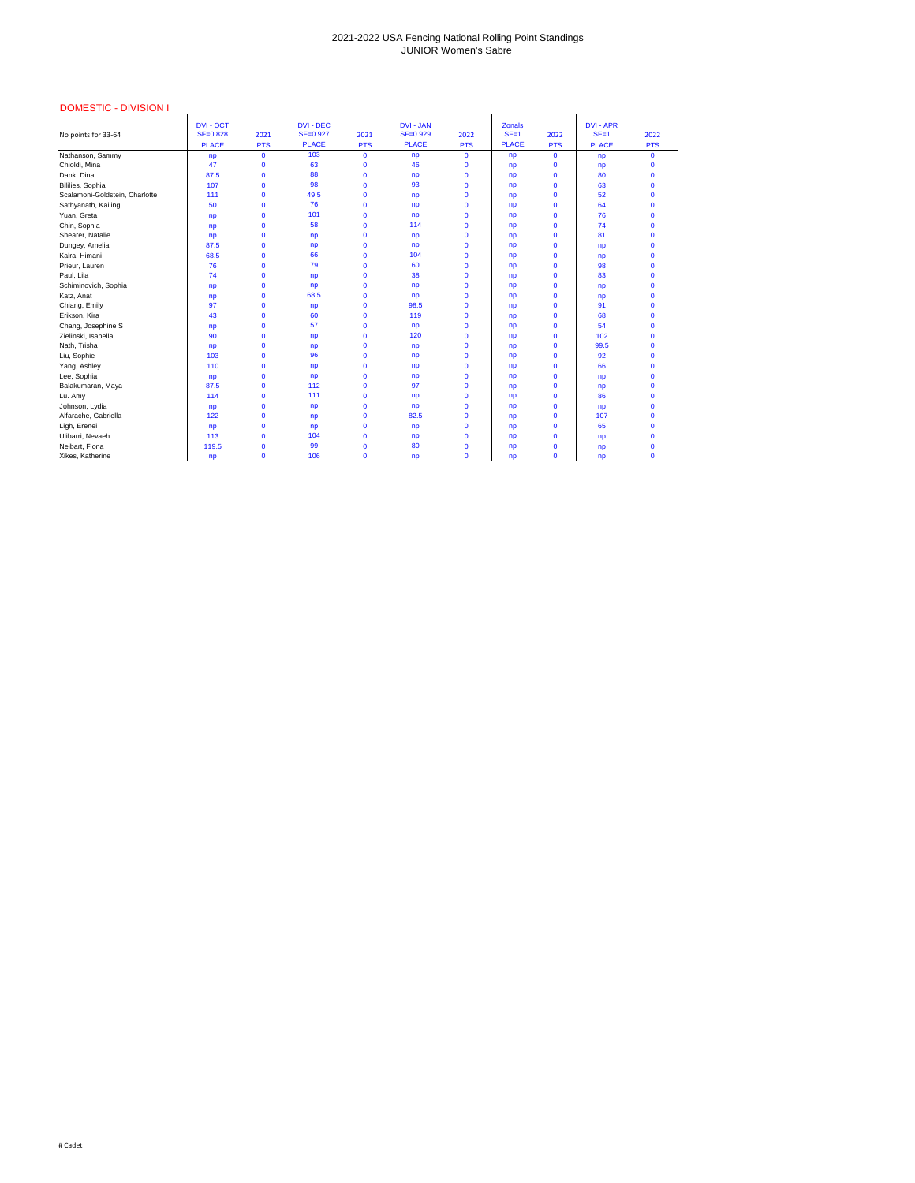# 2021-2022 USA Fencing National Rolling Point Standings
## JUNIOR Women's Sabre

### DOMESTIC - DIVISION I

| No points for 33-64 | DVI - OCT SF=0.828 PLACE | 2021 PTS | DVI - DEC SF=0.927 PLACE | 2021 PTS | DVI - JAN SF=0.929 PLACE | 2022 PTS | Zonals SF=1 PLACE | 2022 PTS | DVI - APR SF=1 PLACE | 2022 PTS |
|---|---|---|---|---|---|---|---|---|---|---|
| Nathanson, Sammy | np | 0 | 103 | 0 | np | 0 | np | 0 | np | 0 |
| Chioldi, Mina | 47 | 0 | 63 | 0 | 46 | 0 | np | 0 | np | 0 |
| Dank, Dina | 87.5 | 0 | 88 | 0 | np | 0 | np | 0 | 80 | 0 |
| Bililies, Sophia | 107 | 0 | 98 | 0 | 93 | 0 | np | 0 | 63 | 0 |
| Scalamoni-Goldstein, Charlotte | 111 | 0 | 49.5 | 0 | np | 0 | np | 0 | 52 | 0 |
| Sathyanath, Kailing | 50 | 0 | 76 | 0 | np | 0 | np | 0 | 64 | 0 |
| Yuan, Greta | np | 0 | 101 | 0 | np | 0 | np | 0 | 76 | 0 |
| Chin, Sophia | np | 0 | 58 | 0 | 114 | 0 | np | 0 | 74 | 0 |
| Shearer, Natalie | np | 0 | np | 0 | np | 0 | np | 0 | 81 | 0 |
| Dungey, Amelia | 87.5 | 0 | np | 0 | np | 0 | np | 0 | np | 0 |
| Kalra, Himani | 68.5 | 0 | 66 | 0 | 104 | 0 | np | 0 | np | 0 |
| Prieur, Lauren | 76 | 0 | 79 | 0 | 60 | 0 | np | 0 | 98 | 0 |
| Paul, Lila | 74 | 0 | np | 0 | 38 | 0 | np | 0 | 83 | 0 |
| Schiminovich, Sophia | np | 0 | np | 0 | np | 0 | np | 0 | np | 0 |
| Katz, Anat | np | 0 | 68.5 | 0 | np | 0 | np | 0 | np | 0 |
| Chiang, Emily | 97 | 0 | np | 0 | 98.5 | 0 | np | 0 | 91 | 0 |
| Erikson, Kira | 43 | 0 | 60 | 0 | 119 | 0 | np | 0 | 68 | 0 |
| Chang, Josephine S | np | 0 | 57 | 0 | np | 0 | np | 0 | 54 | 0 |
| Zielinski, Isabella | 90 | 0 | np | 0 | 120 | 0 | np | 0 | 102 | 0 |
| Nath, Trisha | np | 0 | np | 0 | np | 0 | np | 0 | 99.5 | 0 |
| Liu, Sophie | 103 | 0 | 96 | 0 | np | 0 | np | 0 | 92 | 0 |
| Yang, Ashley | 110 | 0 | np | 0 | np | 0 | np | 0 | 66 | 0 |
| Lee, Sophia | np | 0 | np | 0 | np | 0 | np | 0 | np | 0 |
| Balakumaran, Maya | 87.5 | 0 | 112 | 0 | 97 | 0 | np | 0 | np | 0 |
| Lu, Amy | 114 | 0 | 111 | 0 | np | 0 | np | 0 | 86 | 0 |
| Johnson, Lydia | np | 0 | np | 0 | np | 0 | np | 0 | np | 0 |
| Alfarache, Gabriella | 122 | 0 | np | 0 | 82.5 | 0 | np | 0 | 107 | 0 |
| Ligh, Erenei | np | 0 | np | 0 | np | 0 | np | 0 | 65 | 0 |
| Ulibarri, Nevaeh | 113 | 0 | 104 | 0 | np | 0 | np | 0 | np | 0 |
| Neibart, Fiona | 119.5 | 0 | 99 | 0 | 80 | 0 | np | 0 | np | 0 |
| Xikes, Katherine | np | 0 | 106 | 0 | np | 0 | np | 0 | np | 0 |

# Cadet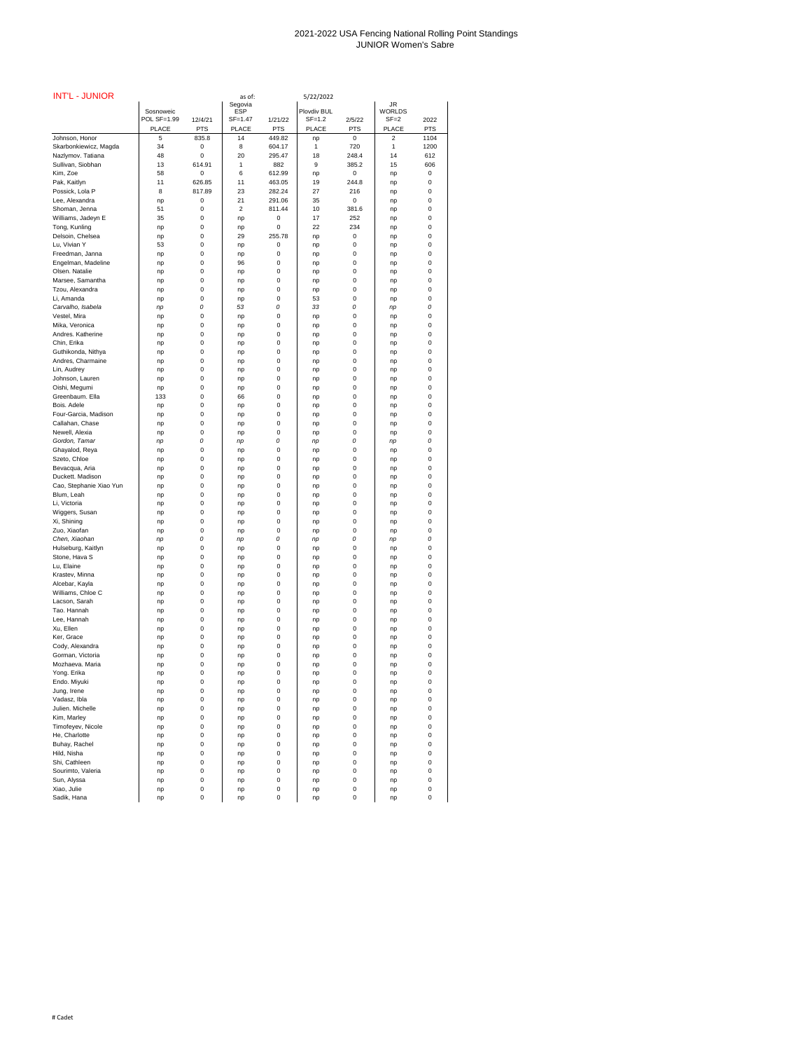# 2021-2022 USA Fencing National Rolling Point Standings
## JUNIOR Women's Sabre

INT'L - JUNIOR — as of: 5/22/2022

| | Sosnoweic POL SF=1.99 | 12/4/21 | Segovia ESP SF=1.47 | 1/21/22 | Plovdiv BUL SF=1.2 | 2/5/22 | JR WORLDS SF=2 | 2022 |
|---|---|---|---|---|---|---|---|---|
| | PLACE | PTS | PLACE | PTS | PLACE | PTS | PLACE | PTS |
| Johnson, Honor | 5 | 835.8 | 14 | 449.82 | np | 0 | 2 | 1104 |
| Skarbonkiewicz, Magda | 34 | 0 | 8 | 604.17 | 1 | 720 | 1 | 1200 |
| Nazlymov. Tatiana | 48 | 0 | 20 | 295.47 | 18 | 248.4 | 14 | 612 |
| Sullivan, Siobhan | 13 | 614.91 | 1 | 882 | 9 | 385.2 | 15 | 606 |
| Kim, Zoe | 58 | 0 | 6 | 612.99 | np | 0 | np | 0 |
| Pak, Kaitlyn | 11 | 626.85 | 11 | 463.05 | 19 | 244.8 | np | 0 |
| Possick, Lola P | 8 | 817.89 | 23 | 282.24 | 27 | 216 | np | 0 |
| Lee, Alexandra | np | 0 | 21 | 291.06 | 35 | 0 | np | 0 |
| Shoman, Jenna | 51 | 0 | 2 | 811.44 | 10 | 381.6 | np | 0 |
| Williams, Jadeyn E | 35 | 0 | np | 0 | 17 | 252 | np | 0 |
| Tong, Kunling | np | 0 | np | 0 | 22 | 234 | np | 0 |
| Delsoin, Chelsea | np | 0 | 29 | 255.78 | np | 0 | np | 0 |
| Lu, Vivian Y | 53 | 0 | np | 0 | np | 0 | np | 0 |
| Freedman, Janna | np | 0 | np | 0 | np | 0 | np | 0 |
| Engelman, Madeline | np | 0 | 96 | 0 | np | 0 | np | 0 |
| Olsen. Natalie | np | 0 | np | 0 | np | 0 | np | 0 |
| Marsee, Samantha | np | 0 | np | 0 | np | 0 | np | 0 |
| Tzou, Alexandra | np | 0 | np | 0 | np | 0 | np | 0 |
| Li, Amanda | np | 0 | np | 0 | 53 | 0 | np | 0 |
| *Carvalho, Isabela* | *np* | *0* | *53* | *0* | *33* | *0* | *np* | *0* |
| Vestel, Mira | np | 0 | np | 0 | np | 0 | np | 0 |
| Mika, Veronica | np | 0 | np | 0 | np | 0 | np | 0 |
| Andres. Katherine | np | 0 | np | 0 | np | 0 | np | 0 |
| Chin, Erika | np | 0 | np | 0 | np | 0 | np | 0 |
| Guthikonda, Nithya | np | 0 | np | 0 | np | 0 | np | 0 |
| Andres, Charmaine | np | 0 | np | 0 | np | 0 | np | 0 |
| Lin, Audrey | np | 0 | np | 0 | np | 0 | np | 0 |
| Johnson, Lauren | np | 0 | np | 0 | np | 0 | np | 0 |
| Oishi, Megumi | np | 0 | np | 0 | np | 0 | np | 0 |
| Greenbaum. Ella | 133 | 0 | 66 | 0 | np | 0 | np | 0 |
| Bois. Adele | np | 0 | np | 0 | np | 0 | np | 0 |
| Four-Garcia, Madison | np | 0 | np | 0 | np | 0 | np | 0 |
| Callahan, Chase | np | 0 | np | 0 | np | 0 | np | 0 |
| Newell, Alexia | np | 0 | np | 0 | np | 0 | np | 0 |
| *Gordon, Tamar* | *np* | *0* | *np* | *0* | *np* | *0* | *np* | *0* |
| Ghayalod, Reya | np | 0 | np | 0 | np | 0 | np | 0 |
| Szeto, Chloe | np | 0 | np | 0 | np | 0 | np | 0 |
| Bevacqua, Aria | np | 0 | np | 0 | np | 0 | np | 0 |
| Duckett. Madison | np | 0 | np | 0 | np | 0 | np | 0 |
| Cao, Stephanie Xiao Yun | np | 0 | np | 0 | np | 0 | np | 0 |
| Blum, Leah | np | 0 | np | 0 | np | 0 | np | 0 |
| Li, Victoria | np | 0 | np | 0 | np | 0 | np | 0 |
| Wiggers, Susan | np | 0 | np | 0 | np | 0 | np | 0 |
| Xi, Shining | np | 0 | np | 0 | np | 0 | np | 0 |
| Zuo, Xiaofan | np | 0 | np | 0 | np | 0 | np | 0 |
| *Chen, Xiaohan* | *np* | *0* | *np* | *0* | *np* | *0* | *np* | *0* |
| Hulseburg, Kaitlyn | np | 0 | np | 0 | np | 0 | np | 0 |
| Stone, Hava S | np | 0 | np | 0 | np | 0 | np | 0 |
| Lu, Elaine | np | 0 | np | 0 | np | 0 | np | 0 |
| Krastev, Minna | np | 0 | np | 0 | np | 0 | np | 0 |
| Alcebar, Kayla | np | 0 | np | 0 | np | 0 | np | 0 |
| Williams, Chloe C | np | 0 | np | 0 | np | 0 | np | 0 |
| Lacson, Sarah | np | 0 | np | 0 | np | 0 | np | 0 |
| Tao. Hannah | np | 0 | np | 0 | np | 0 | np | 0 |
| Lee, Hannah | np | 0 | np | 0 | np | 0 | np | 0 |
| Xu, Ellen | np | 0 | np | 0 | np | 0 | np | 0 |
| Ker, Grace | np | 0 | np | 0 | np | 0 | np | 0 |
| Cody, Alexandra | np | 0 | np | 0 | np | 0 | np | 0 |
| Gorman, Victoria | np | 0 | np | 0 | np | 0 | np | 0 |
| Mozhaeva. Maria | np | 0 | np | 0 | np | 0 | np | 0 |
| Yong. Erika | np | 0 | np | 0 | np | 0 | np | 0 |
| Endo. Miyuki | np | 0 | np | 0 | np | 0 | np | 0 |
| Jung, Irene | np | 0 | np | 0 | np | 0 | np | 0 |
| Vadasz, Ibla | np | 0 | np | 0 | np | 0 | np | 0 |
| Julien. Michelle | np | 0 | np | 0 | np | 0 | np | 0 |
| Kim, Marley | np | 0 | np | 0 | np | 0 | np | 0 |
| Timofeyev, Nicole | np | 0 | np | 0 | np | 0 | np | 0 |
| He, Charlotte | np | 0 | np | 0 | np | 0 | np | 0 |
| Buhay, Rachel | np | 0 | np | 0 | np | 0 | np | 0 |
| Hild, Nisha | np | 0 | np | 0 | np | 0 | np | 0 |
| Shi, Cathleen | np | 0 | np | 0 | np | 0 | np | 0 |
| Sourimto, Valeria | np | 0 | np | 0 | np | 0 | np | 0 |
| Sun, Alyssa | np | 0 | np | 0 | np | 0 | np | 0 |
| Xiao, Julie | np | 0 | np | 0 | np | 0 | np | 0 |
| Sadik, Hana | np | 0 | np | 0 | np | 0 | np | 0 |

# Cadet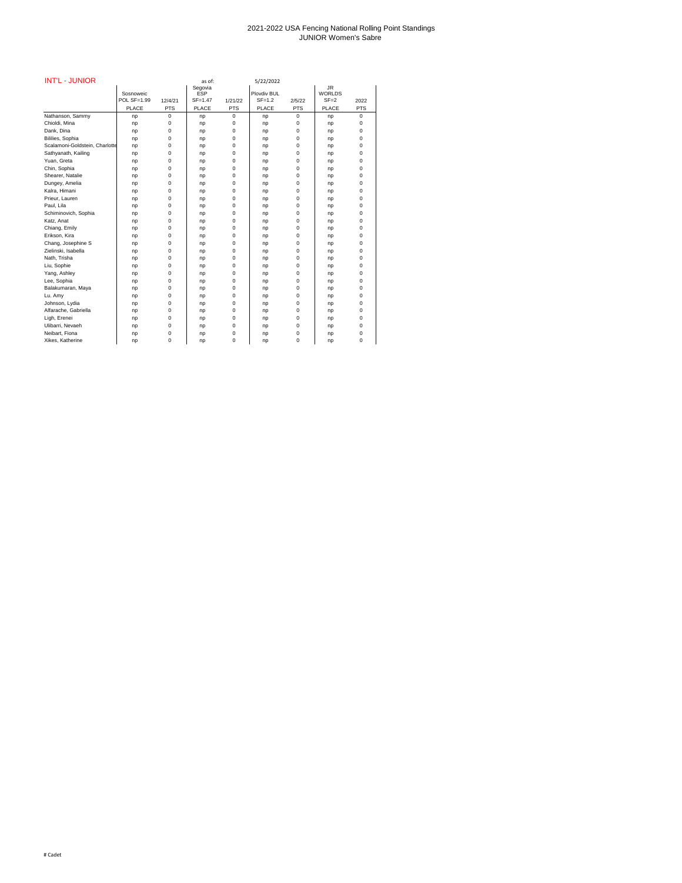2021-2022 USA Fencing National Rolling Point Standings
JUNIOR Women's Sabre

## INT'L - JUNIOR

as of: 5/22/2022

| | Sosnoweic POL SF=1.99 | 12/4/21 | Segovia ESP SF=1.47 | 1/21/22 | Plovdiv BUL SF=1.2 | 2/5/22 | JR WORLDS SF=2 | 2022 |
|---|---|---|---|---|---|---|---|---|
| | PLACE | PTS | PLACE | PTS | PLACE | PTS | PLACE | PTS |
| Nathanson, Sammy | np | 0 | np | 0 | np | 0 | np | 0 |
| Chioldi, Mina | np | 0 | np | 0 | np | 0 | np | 0 |
| Dank, Dina | np | 0 | np | 0 | np | 0 | np | 0 |
| Bililies, Sophia | np | 0 | np | 0 | np | 0 | np | 0 |
| Scalamoni-Goldstein, Charlotte | np | 0 | np | 0 | np | 0 | np | 0 |
| Sathyanath, Kailing | np | 0 | np | 0 | np | 0 | np | 0 |
| Yuan, Greta | np | 0 | np | 0 | np | 0 | np | 0 |
| Chin, Sophia | np | 0 | np | 0 | np | 0 | np | 0 |
| Shearer, Natalie | np | 0 | np | 0 | np | 0 | np | 0 |
| Dungey, Amelia | np | 0 | np | 0 | np | 0 | np | 0 |
| Kalra, Himani | np | 0 | np | 0 | np | 0 | np | 0 |
| Prieur, Lauren | np | 0 | np | 0 | np | 0 | np | 0 |
| Paul, Lila | np | 0 | np | 0 | np | 0 | np | 0 |
| Schiminovich, Sophia | np | 0 | np | 0 | np | 0 | np | 0 |
| Katz, Anat | np | 0 | np | 0 | np | 0 | np | 0 |
| Chiang, Emily | np | 0 | np | 0 | np | 0 | np | 0 |
| Erikson, Kira | np | 0 | np | 0 | np | 0 | np | 0 |
| Chang, Josephine S | np | 0 | np | 0 | np | 0 | np | 0 |
| Zielinski, Isabella | np | 0 | np | 0 | np | 0 | np | 0 |
| Nath, Trisha | np | 0 | np | 0 | np | 0 | np | 0 |
| Liu, Sophie | np | 0 | np | 0 | np | 0 | np | 0 |
| Yang, Ashley | np | 0 | np | 0 | np | 0 | np | 0 |
| Lee, Sophia | np | 0 | np | 0 | np | 0 | np | 0 |
| Balakumaran, Maya | np | 0 | np | 0 | np | 0 | np | 0 |
| Lu, Amy | np | 0 | np | 0 | np | 0 | np | 0 |
| Johnson, Lydia | np | 0 | np | 0 | np | 0 | np | 0 |
| Alfarache, Gabriella | np | 0 | np | 0 | np | 0 | np | 0 |
| Ligh, Erenei | np | 0 | np | 0 | np | 0 | np | 0 |
| Ulibarri, Nevaeh | np | 0 | np | 0 | np | 0 | np | 0 |
| Neibart, Fiona | np | 0 | np | 0 | np | 0 | np | 0 |
| Xikes, Katherine | np | 0 | np | 0 | np | 0 | np | 0 |

# Cadet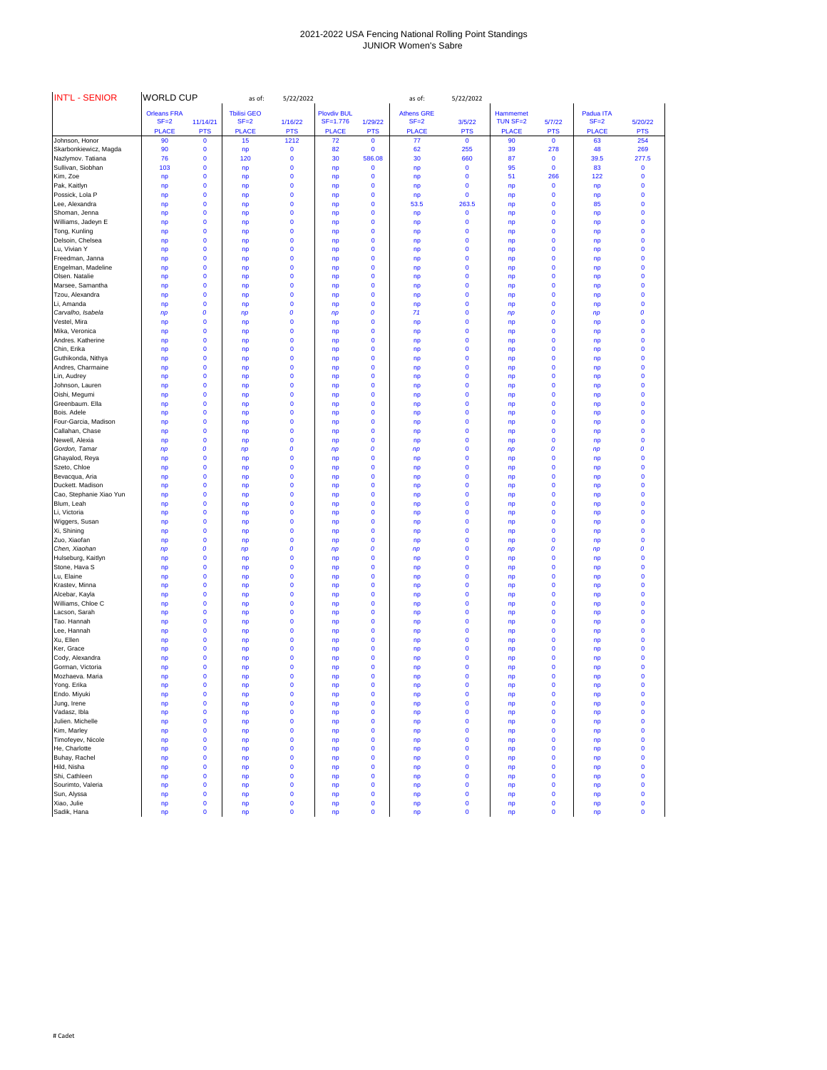# 2021-2022 USA Fencing National Rolling Point Standings
## JUNIOR Women's Sabre

| INT'L - SENIOR | WORLD CUP | | as of: 5/22/2022 | | | | as of: 5/22/2022 | | | | | |
|---|---|---|---|---|---|---|---|---|---|---|---|---|
| | Orleans FRA SF=2 | 11/14/21 | Tbilisi GEO SF=2 | 1/16/22 | Plovdiv BUL SF=1.776 | 1/29/22 | Athens GRE SF=2 | 3/5/22 | Hammemet TUN SF=2 | 5/7/22 | Padua ITA SF=2 | 5/20/22 |
| | PLACE | PTS | PLACE | PTS | PLACE | PTS | PLACE | PTS | PLACE | PTS | PLACE | PTS |
| Johnson, Honor | 90 | 0 | 15 | 1212 | 72 | 0 | 77 | 0 | 90 | 0 | 63 | 254 |
| Skarbonkiewicz, Magda | 90 | 0 | np | 0 | 82 | 0 | 62 | 255 | 39 | 278 | 48 | 269 |
| Nazlymov. Tatiana | 76 | 0 | 120 | 0 | 30 | 586.08 | 30 | 660 | 87 | 0 | 39.5 | 277.5 |
| Sullivan, Siobhan | 103 | 0 | np | 0 | np | 0 | np | 0 | 95 | 0 | 83 | 0 |
| Kim, Zoe | np | 0 | np | 0 | np | 0 | np | 0 | 51 | 266 | 122 | 0 |
| Pak, Kaitlyn | np | 0 | np | 0 | np | 0 | np | 0 | np | 0 | np | 0 |
| Possick, Lola P | np | 0 | np | 0 | np | 0 | np | 0 | np | 0 | np | 0 |
| Lee, Alexandra | np | 0 | np | 0 | np | 0 | 53.5 | 263.5 | np | 0 | 85 | 0 |
| Shoman, Jenna | np | 0 | np | 0 | np | 0 | np | 0 | np | 0 | np | 0 |
| Williams, Jadeyn E | np | 0 | np | 0 | np | 0 | np | 0 | np | 0 | np | 0 |
| Tong, Kunling | np | 0 | np | 0 | np | 0 | np | 0 | np | 0 | np | 0 |
| Delsoin, Chelsea | np | 0 | np | 0 | np | 0 | np | 0 | np | 0 | np | 0 |
| Lu, Vivian Y | np | 0 | np | 0 | np | 0 | np | 0 | np | 0 | np | 0 |
| Freedman, Janna | np | 0 | np | 0 | np | 0 | np | 0 | np | 0 | np | 0 |
| Engelman, Madeline | np | 0 | np | 0 | np | 0 | np | 0 | np | 0 | np | 0 |
| Olsen. Natalie | np | 0 | np | 0 | np | 0 | np | 0 | np | 0 | np | 0 |
| Marsee, Samantha | np | 0 | np | 0 | np | 0 | np | 0 | np | 0 | np | 0 |
| Tzou, Alexandra | np | 0 | np | 0 | np | 0 | np | 0 | np | 0 | np | 0 |
| Li, Amanda | np | 0 | np | 0 | np | 0 | np | 0 | np | 0 | np | 0 |
| *Carvalho, Isabela* | *np* | *0* | *np* | *0* | *np* | *0* | *71* | 0 | *np* | *0* | *np* | *0* |
| Vestel, Mira | np | 0 | np | 0 | np | 0 | np | 0 | np | 0 | np | 0 |
| Mika, Veronica | np | 0 | np | 0 | np | 0 | np | 0 | np | 0 | np | 0 |
| Andres. Katherine | np | 0 | np | 0 | np | 0 | np | 0 | np | 0 | np | 0 |
| Chin, Erika | np | 0 | np | 0 | np | 0 | np | 0 | np | 0 | np | 0 |
| Guthikonda, Nithya | np | 0 | np | 0 | np | 0 | np | 0 | np | 0 | np | 0 |
| Andres, Charmaine | np | 0 | np | 0 | np | 0 | np | 0 | np | 0 | np | 0 |
| Lin, Audrey | np | 0 | np | 0 | np | 0 | np | 0 | np | 0 | np | 0 |
| Johnson, Lauren | np | 0 | np | 0 | np | 0 | np | 0 | np | 0 | np | 0 |
| Oishi, Megumi | np | 0 | np | 0 | np | 0 | np | 0 | np | 0 | np | 0 |
| Greenbaum. Ella | np | 0 | np | 0 | np | 0 | np | 0 | np | 0 | np | 0 |
| Bois. Adele | np | 0 | np | 0 | np | 0 | np | 0 | np | 0 | np | 0 |
| Four-Garcia, Madison | np | 0 | np | 0 | np | 0 | np | 0 | np | 0 | np | 0 |
| Callahan, Chase | np | 0 | np | 0 | np | 0 | np | 0 | np | 0 | np | 0 |
| Newell, Alexia | np | 0 | np | 0 | np | 0 | np | 0 | np | 0 | np | 0 |
| *Gordon, Tamar* | *np* | *0* | *np* | *0* | *np* | *0* | *np* | 0 | *np* | *0* | *np* | *0* |
| Ghayalod, Reya | np | 0 | np | 0 | np | 0 | np | 0 | np | 0 | np | 0 |
| Szeto, Chloe | np | 0 | np | 0 | np | 0 | np | 0 | np | 0 | np | 0 |
| Bevacqua, Aria | np | 0 | np | 0 | np | 0 | np | 0 | np | 0 | np | 0 |
| Duckett. Madison | np | 0 | np | 0 | np | 0 | np | 0 | np | 0 | np | 0 |
| Cao, Stephanie Xiao Yun | np | 0 | np | 0 | np | 0 | np | 0 | np | 0 | np | 0 |
| Blum, Leah | np | 0 | np | 0 | np | 0 | np | 0 | np | 0 | np | 0 |
| Li, Victoria | np | 0 | np | 0 | np | 0 | np | 0 | np | 0 | np | 0 |
| Wiggers, Susan | np | 0 | np | 0 | np | 0 | np | 0 | np | 0 | np | 0 |
| Xi, Shining | np | 0 | np | 0 | np | 0 | np | 0 | np | 0 | np | 0 |
| Zuo, Xiaofan | np | 0 | np | 0 | np | 0 | np | 0 | np | 0 | np | 0 |
| *Chen, Xiaohan* | *np* | *0* | *np* | *0* | *np* | *0* | *np* | 0 | *np* | *0* | *np* | *0* |
| Hulseburg, Kaitlyn | np | 0 | np | 0 | np | 0 | np | 0 | np | 0 | np | 0 |
| Stone, Hava S | np | 0 | np | 0 | np | 0 | np | 0 | np | 0 | np | 0 |
| Lu, Elaine | np | 0 | np | 0 | np | 0 | np | 0 | np | 0 | np | 0 |
| Krastev, Minna | np | 0 | np | 0 | np | 0 | np | 0 | np | 0 | np | 0 |
| Alcebar, Kayla | np | 0 | np | 0 | np | 0 | np | 0 | np | 0 | np | 0 |
| Williams, Chloe C | np | 0 | np | 0 | np | 0 | np | 0 | np | 0 | np | 0 |
| Lacson, Sarah | np | 0 | np | 0 | np | 0 | np | 0 | np | 0 | np | 0 |
| Tao. Hannah | np | 0 | np | 0 | np | 0 | np | 0 | np | 0 | np | 0 |
| Lee, Hannah | np | 0 | np | 0 | np | 0 | np | 0 | np | 0 | np | 0 |
| Xu, Ellen | np | 0 | np | 0 | np | 0 | np | 0 | np | 0 | np | 0 |
| Ker, Grace | np | 0 | np | 0 | np | 0 | np | 0 | np | 0 | np | 0 |
| Cody, Alexandra | np | 0 | np | 0 | np | 0 | np | 0 | np | 0 | np | 0 |
| Gorman, Victoria | np | 0 | np | 0 | np | 0 | np | 0 | np | 0 | np | 0 |
| Mozhaeva. Maria | np | 0 | np | 0 | np | 0 | np | 0 | np | 0 | np | 0 |
| Yong. Erika | np | 0 | np | 0 | np | 0 | np | 0 | np | 0 | np | 0 |
| Endo. Miyuki | np | 0 | np | 0 | np | 0 | np | 0 | np | 0 | np | 0 |
| Jung, Irene | np | 0 | np | 0 | np | 0 | np | 0 | np | 0 | np | 0 |
| Vadasz, Ibla | np | 0 | np | 0 | np | 0 | np | 0 | np | 0 | np | 0 |
| Julien. Michelle | np | 0 | np | 0 | np | 0 | np | 0 | np | 0 | np | 0 |
| Kim, Marley | np | 0 | np | 0 | np | 0 | np | 0 | np | 0 | np | 0 |
| Timofeyev, Nicole | np | 0 | np | 0 | np | 0 | np | 0 | np | 0 | np | 0 |
| He, Charlotte | np | 0 | np | 0 | np | 0 | np | 0 | np | 0 | np | 0 |
| Buhay, Rachel | np | 0 | np | 0 | np | 0 | np | 0 | np | 0 | np | 0 |
| Hild, Nisha | np | 0 | np | 0 | np | 0 | np | 0 | np | 0 | np | 0 |
| Shi, Cathleen | np | 0 | np | 0 | np | 0 | np | 0 | np | 0 | np | 0 |
| Sourimto, Valeria | np | 0 | np | 0 | np | 0 | np | 0 | np | 0 | np | 0 |
| Sun, Alyssa | np | 0 | np | 0 | np | 0 | np | 0 | np | 0 | np | 0 |
| Xiao, Julie | np | 0 | np | 0 | np | 0 | np | 0 | np | 0 | np | 0 |
| Sadik, Hana | np | 0 | np | 0 | np | 0 | np | 0 | np | 0 | np | 0 |

# Cadet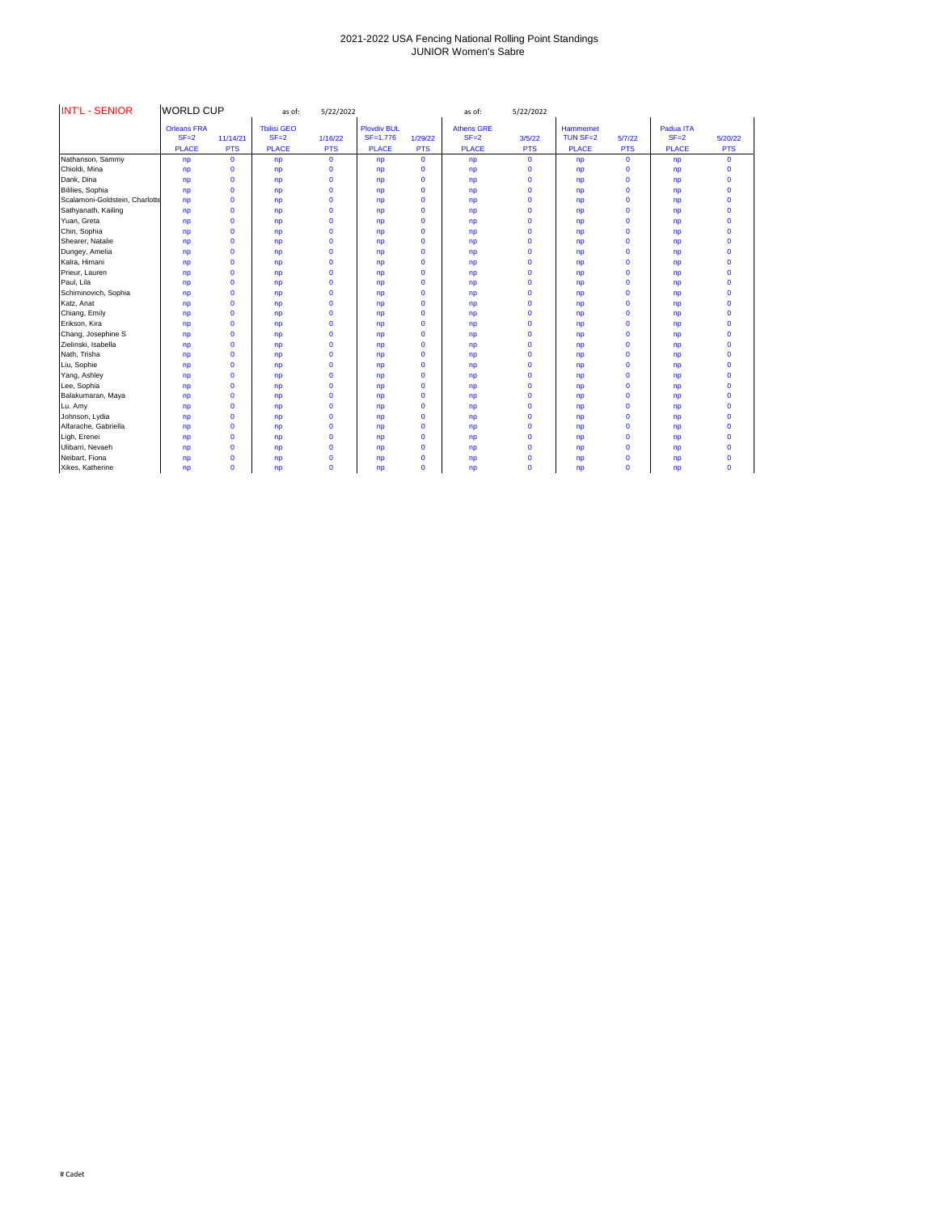2021-2022 USA Fencing National Rolling Point Standings
JUNIOR Women's Sabre

| INT'L - SENIOR | WORLD CUP | | as of: | 5/22/2022 | | | as of: | 5/22/2022 | | | | |
|---|---|---|---|---|---|---|---|---|---|---|---|---|
| | Orleans FRA SF=2 | 11/14/21 | Tbilisi GEO SF=2 | 1/16/22 | Plovdiv BUL SF=1.776 | 1/29/22 | Athens GRE SF=2 | 3/5/22 | Hammemet TUN SF=2 | 5/7/22 | Padua ITA SF=2 | 5/20/22 |
| | PLACE | PTS | PLACE | PTS | PLACE | PTS | PLACE | PTS | PLACE | PTS | PLACE | PTS |
| Nathanson, Sammy | np | 0 | np | 0 | np | 0 | np | 0 | np | 0 | np | 0 |
| Chioldi, Mina | np | 0 | np | 0 | np | 0 | np | 0 | np | 0 | np | 0 |
| Dank, Dina | np | 0 | np | 0 | np | 0 | np | 0 | np | 0 | np | 0 |
| Bililies, Sophia | np | 0 | np | 0 | np | 0 | np | 0 | np | 0 | np | 0 |
| Scalamoni-Goldstein, Charlotte | np | 0 | np | 0 | np | 0 | np | 0 | np | 0 | np | 0 |
| Sathyanath, Kailing | np | 0 | np | 0 | np | 0 | np | 0 | np | 0 | np | 0 |
| Yuan, Greta | np | 0 | np | 0 | np | 0 | np | 0 | np | 0 | np | 0 |
| Chin, Sophia | np | 0 | np | 0 | np | 0 | np | 0 | np | 0 | np | 0 |
| Shearer, Natalie | np | 0 | np | 0 | np | 0 | np | 0 | np | 0 | np | 0 |
| Dungey, Amelia | np | 0 | np | 0 | np | 0 | np | 0 | np | 0 | np | 0 |
| Kalra, Himani | np | 0 | np | 0 | np | 0 | np | 0 | np | 0 | np | 0 |
| Prieur, Lauren | np | 0 | np | 0 | np | 0 | np | 0 | np | 0 | np | 0 |
| Paul, Lila | np | 0 | np | 0 | np | 0 | np | 0 | np | 0 | np | 0 |
| Schiminovich, Sophia | np | 0 | np | 0 | np | 0 | np | 0 | np | 0 | np | 0 |
| Katz, Anat | np | 0 | np | 0 | np | 0 | np | 0 | np | 0 | np | 0 |
| Chiang, Emily | np | 0 | np | 0 | np | 0 | np | 0 | np | 0 | np | 0 |
| Erikson, Kira | np | 0 | np | 0 | np | 0 | np | 0 | np | 0 | np | 0 |
| Chang, Josephine S | np | 0 | np | 0 | np | 0 | np | 0 | np | 0 | np | 0 |
| Zielinski, Isabella | np | 0 | np | 0 | np | 0 | np | 0 | np | 0 | np | 0 |
| Nath, Trisha | np | 0 | np | 0 | np | 0 | np | 0 | np | 0 | np | 0 |
| Liu, Sophie | np | 0 | np | 0 | np | 0 | np | 0 | np | 0 | np | 0 |
| Yang, Ashley | np | 0 | np | 0 | np | 0 | np | 0 | np | 0 | np | 0 |
| Lee, Sophia | np | 0 | np | 0 | np | 0 | np | 0 | np | 0 | np | 0 |
| Balakumaran, Maya | np | 0 | np | 0 | np | 0 | np | 0 | np | 0 | np | 0 |
| Lu. Amy | np | 0 | np | 0 | np | 0 | np | 0 | np | 0 | np | 0 |
| Johnson, Lydia | np | 0 | np | 0 | np | 0 | np | 0 | np | 0 | np | 0 |
| Alfarache, Gabriella | np | 0 | np | 0 | np | 0 | np | 0 | np | 0 | np | 0 |
| Ligh, Erenei | np | 0 | np | 0 | np | 0 | np | 0 | np | 0 | np | 0 |
| Ulibarri, Nevaeh | np | 0 | np | 0 | np | 0 | np | 0 | np | 0 | np | 0 |
| Neibart, Fiona | np | 0 | np | 0 | np | 0 | np | 0 | np | 0 | np | 0 |
| Xikes, Katherine | np | 0 | np | 0 | np | 0 | np | 0 | np | 0 | np | 0 |

# Cadet